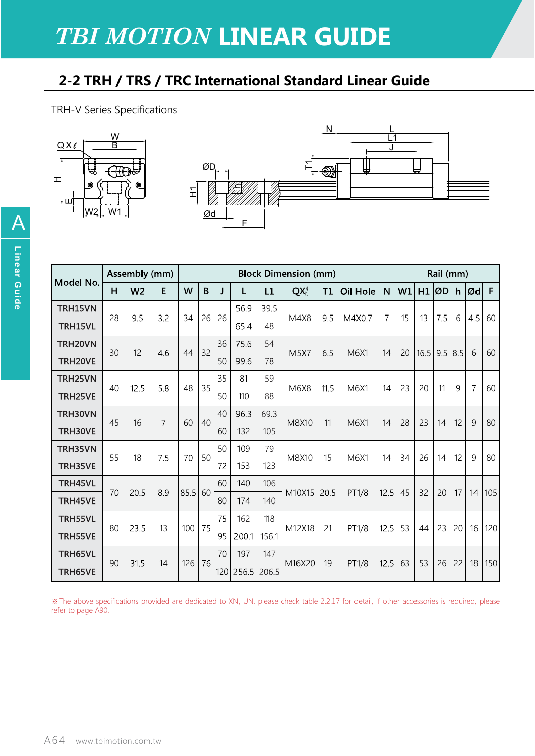# TBI MOTION LINEAR GUIDE

## 2-2 TRH / TRS / TRC International Standard Linear Guide

TRH-V Series Specifications

| Model No. | Assembly (mm) | | | Block Dimension (mm) | | | | | | | | | Rail (mm) | | | | | |
|---|---|---|---|---|---|---|---|---|---|---|---|---|---|---|---|---|---|---|
| | H | W2 | E | W | B | J | L | L1 | QXℓ | T1 | Oil Hole | N | W1 | H1 | ØD | h | Ød | F |
| TRH15VN | 28 | 9.5 | 3.2 | 34 | 26 | 26 | 56.9 | 39.5 | M4X8 | 9.5 | M4X0.7 | 7 | 15 | 13 | 7.5 | 6 | 4.5 | 60 |
| TRH15VL | | | | | | | 65.4 | 48 | | | | | | | | | | |
| TRH20VN | 30 | 12 | 4.6 | 44 | 32 | 36 | 75.6 | 54 | M5X7 | 6.5 | M6X1 | 14 | 20 | 16.5 | 9.5 | 8.5 | 6 | 60 |
| TRH20VE | | | | | | 50 | 99.6 | 78 | | | | | | | | | | |
| TRH25VN | 40 | 12.5 | 5.8 | 48 | 35 | 35 | 81 | 59 | M6X8 | 11.5 | M6X1 | 14 | 23 | 20 | 11 | 9 | 7 | 60 |
| TRH25VE | | | | | | 50 | 110 | 88 | | | | | | | | | | |
| TRH30VN | 45 | 16 | 7 | 60 | 40 | 40 | 96.3 | 69.3 | M8X10 | 11 | M6X1 | 14 | 28 | 23 | 14 | 12 | 9 | 80 |
| TRH30VE | | | | | | 60 | 132 | 105 | | | | | | | | | | |
| TRH35VN | 55 | 18 | 7.5 | 70 | 50 | 50 | 109 | 79 | M8X10 | 15 | M6X1 | 14 | 34 | 26 | 14 | 12 | 9 | 80 |
| TRH35VE | | | | | | 72 | 153 | 123 | | | | | | | | | | |
| TRH45VL | 70 | 20.5 | 8.9 | 85.5 | 60 | 60 | 140 | 106 | M10X15 | 20.5 | PT1/8 | 12.5 | 45 | 32 | 20 | 17 | 14 | 105 |
| TRH45VE | | | | | | 80 | 174 | 140 | | | | | | | | | | |
| TRH55VL | 80 | 23.5 | 13 | 100 | 75 | 75 | 162 | 118 | M12X18 | 21 | PT1/8 | 12.5 | 53 | 44 | 23 | 20 | 16 | 120 |
| TRH55VE | | | | | | 95 | 200.1 | 156.1 | | | | | | | | | | |
| TRH65VL | 90 | 31.5 | 14 | 126 | 76 | 70 | 197 | 147 | M16X20 | 19 | PT1/8 | 12.5 | 63 | 53 | 26 | 22 | 18 | 150 |
| TRH65VE | | | | | | 120 | 256.5 | 206.5 | | | | | | | | | | |

※The above specifications provided are dedicated to XN, UN, please check table 2.2.17 for detail, if other accessories is required, please refer to page A90.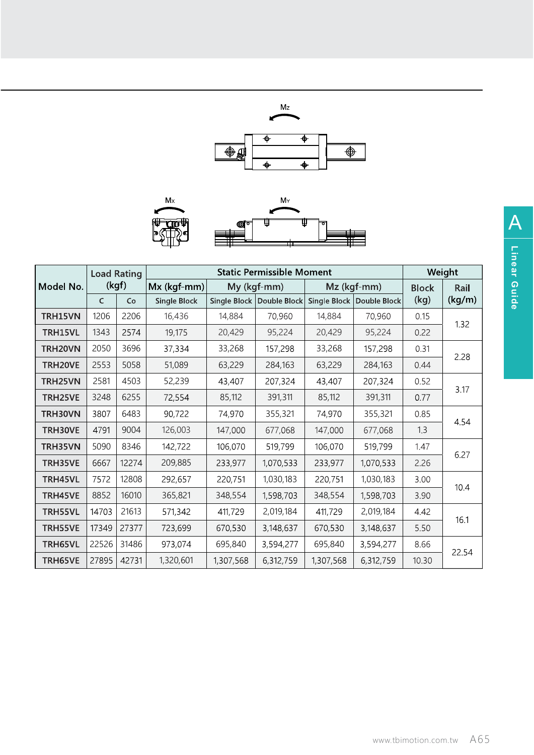Mz

Mx

My

| Model No. | Load Rating (kgf) | | Static Permissible Moment | | | | | Weight | |
|---|---|---|---|---|---|---|---|---|---|
| | | | Mx (kgf-mm) | My (kgf-mm) | | Mz (kgf-mm) | | Block (kg) | Rail (kg/m) |
| | C | Co | Single Block | Single Block | Double Block | Single Block | Double Block | | |
| TRH15VN | 1206 | 2206 | 16,436 | 14,884 | 70,960 | 14,884 | 70,960 | 0.15 | 1.32 |
| TRH15VL | 1343 | 2574 | 19,175 | 20,429 | 95,224 | 20,429 | 95,224 | 0.22 | |
| TRH20VN | 2050 | 3696 | 37,334 | 33,268 | 157,298 | 33,268 | 157,298 | 0.31 | 2.28 |
| TRH20VE | 2553 | 5058 | 51,089 | 63,229 | 284,163 | 63,229 | 284,163 | 0.44 | |
| TRH25VN | 2581 | 4503 | 52,239 | 43,407 | 207,324 | 43,407 | 207,324 | 0.52 | 3.17 |
| TRH25VE | 3248 | 6255 | 72,554 | 85,112 | 391,311 | 85,112 | 391,311 | 0.77 | |
| TRH30VN | 3807 | 6483 | 90,722 | 74,970 | 355,321 | 74,970 | 355,321 | 0.85 | 4.54 |
| TRH30VE | 4791 | 9004 | 126,003 | 147,000 | 677,068 | 147,000 | 677,068 | 1.3 | |
| TRH35VN | 5090 | 8346 | 142,722 | 106,070 | 519,799 | 106,070 | 519,799 | 1.47 | 6.27 |
| TRH35VE | 6667 | 12274 | 209,885 | 233,977 | 1,070,533 | 233,977 | 1,070,533 | 2.26 | |
| TRH45VL | 7572 | 12808 | 292,657 | 220,751 | 1,030,183 | 220,751 | 1,030,183 | 3.00 | 10.4 |
| TRH45VE | 8852 | 16010 | 365,821 | 348,554 | 1,598,703 | 348,554 | 1,598,703 | 3.90 | |
| TRH55VL | 14703 | 21613 | 571,342 | 411,729 | 2,019,184 | 411,729 | 2,019,184 | 4.42 | 16.1 |
| TRH55VE | 17349 | 27377 | 723,699 | 670,530 | 3,148,637 | 670,530 | 3,148,637 | 5.50 | |
| TRH65VL | 22526 | 31486 | 973,074 | 695,840 | 3,594,277 | 695,840 | 3,594,277 | 8.66 | 22.54 |
| TRH65VE | 27895 | 42731 | 1,320,601 | 1,307,568 | 6,312,759 | 1,307,568 | 6,312,759 | 10.30 | |